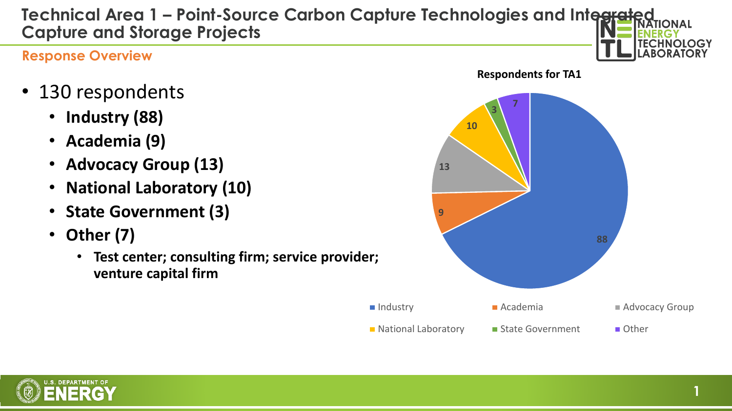# Technical Area 1 – Point-Source Carbon Capture Technologies and Integrated Capture and Storage Projects

## Response Overview

- 130 respondents
  - **Industry (88)**
  - **Academia (9)**
  - **Advocacy Group (13)**
  - **National Laboratory (10)**
  - **State Government (3)**
  - **Other (7)**
    - **Test center; consulting firm; service provider; venture capital firm**

**Respondents for TA1**

| Category | Respondents |
| --- | --- |
| Industry | 88 |
| Academia | 9 |
| Advocacy Group | 13 |
| National Laboratory | 10 |
| State Government | 3 |
| Other | 7 |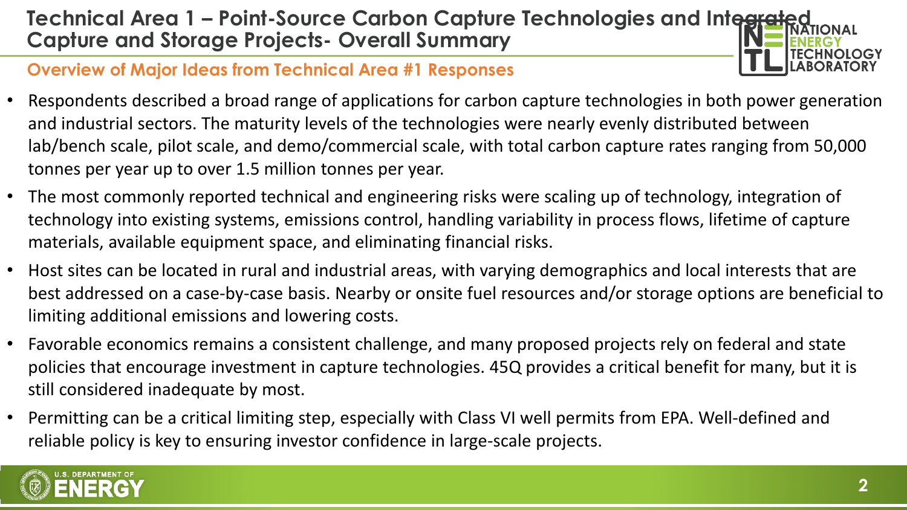# Technical Area 1 – Point-Source Carbon Capture Technologies and Integrated Capture and Storage Projects- Overall Summary

## Overview of Major Ideas from Technical Area #1 Responses

- Respondents described a broad range of applications for carbon capture technologies in both power generation and industrial sectors. The maturity levels of the technologies were nearly evenly distributed between lab/bench scale, pilot scale, and demo/commercial scale, with total carbon capture rates ranging from 50,000 tonnes per year up to over 1.5 million tonnes per year.
- The most commonly reported technical and engineering risks were scaling up of technology, integration of technology into existing systems, emissions control, handling variability in process flows, lifetime of capture materials, available equipment space, and eliminating financial risks.
- Host sites can be located in rural and industrial areas, with varying demographics and local interests that are best addressed on a case-by-case basis. Nearby or onsite fuel resources and/or storage options are beneficial to limiting additional emissions and lowering costs.
- Favorable economics remains a consistent challenge, and many proposed projects rely on federal and state policies that encourage investment in capture technologies. 45Q provides a critical benefit for many, but it is still considered inadequate by most.
- Permitting can be a critical limiting step, especially with Class VI well permits from EPA. Well-defined and reliable policy is key to ensuring investor confidence in large-scale projects.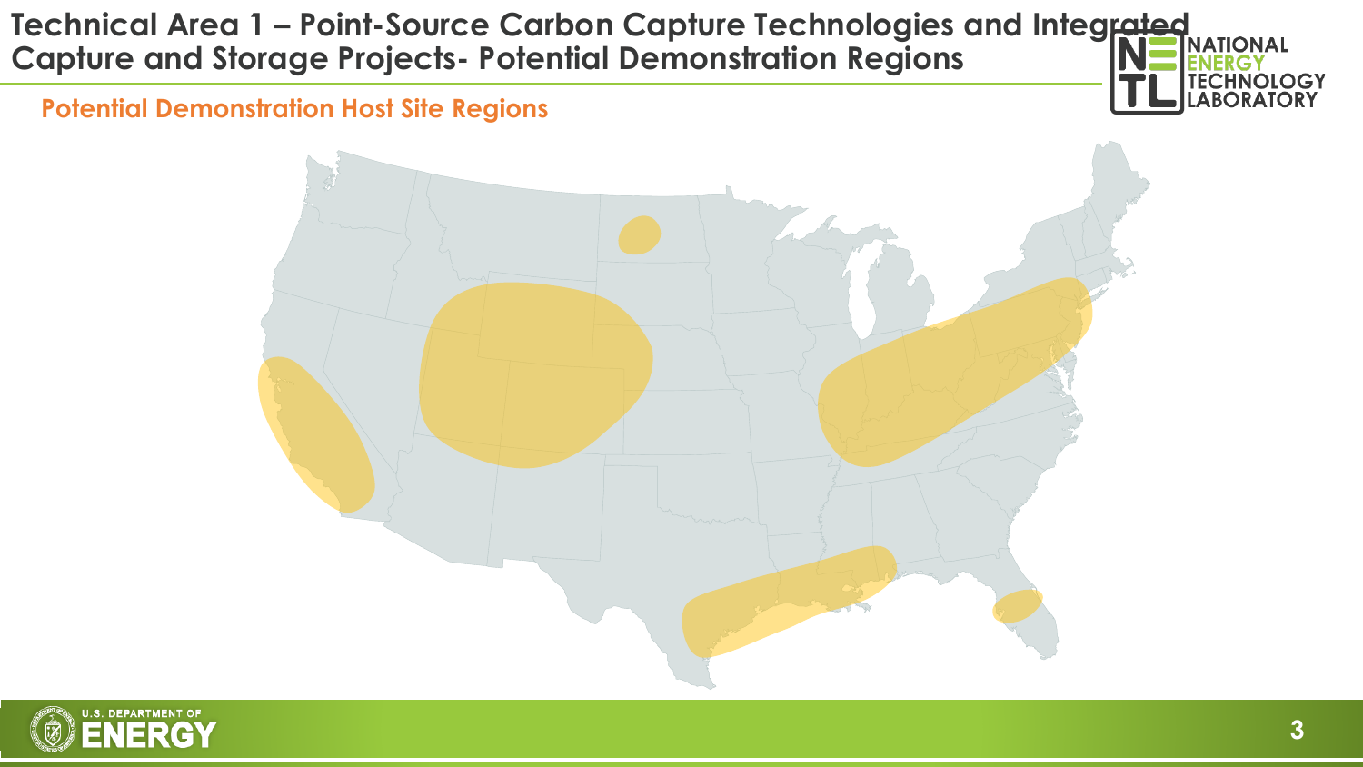# Technical Area 1 – Point-Source Carbon Capture Technologies and Integrated Capture and Storage Projects- Potential Demonstration Regions

## Potential Demonstration Host Site Regions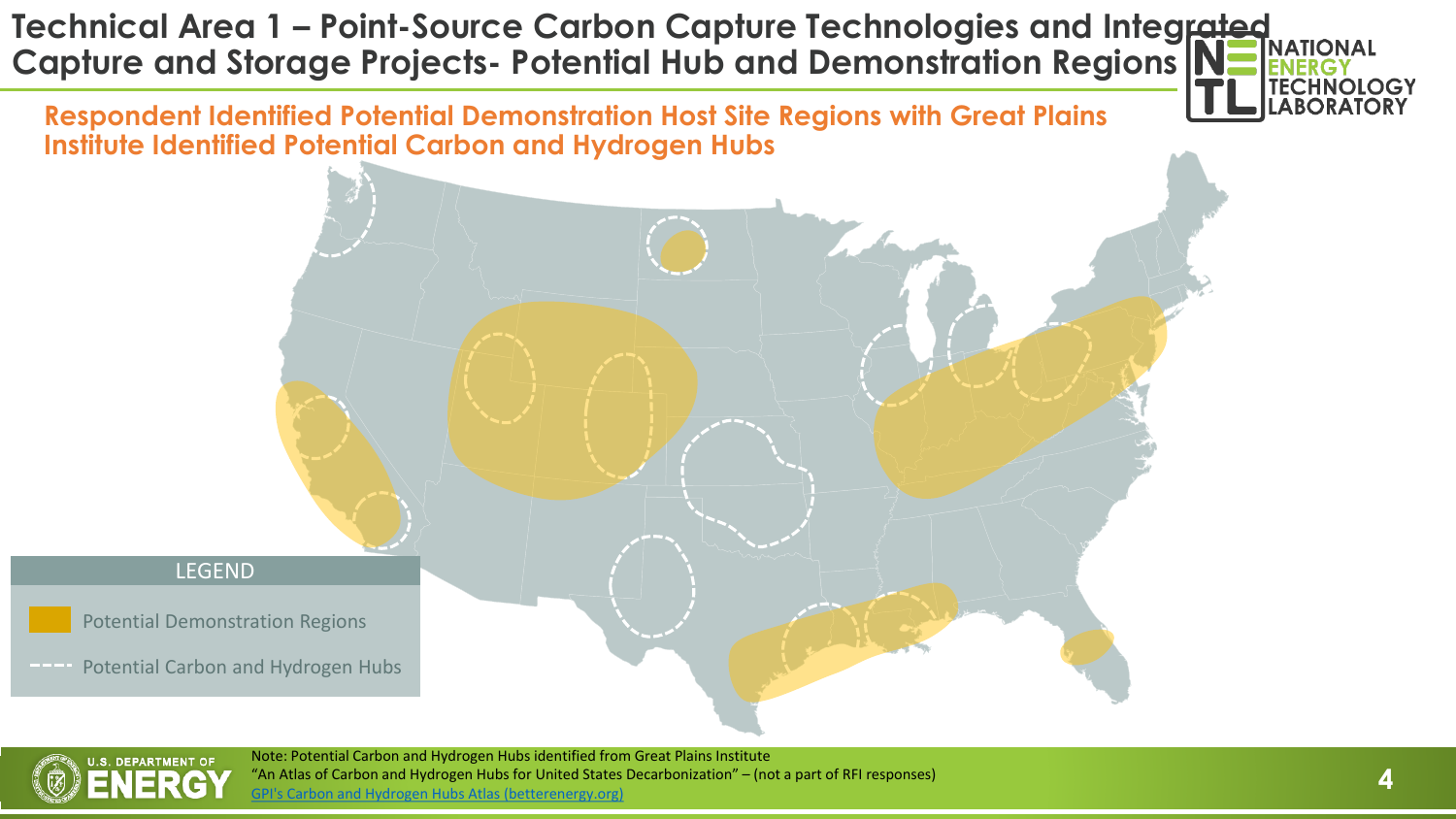# Technical Area 1 – Point-Source Carbon Capture Technologies and Integrated Capture and Storage Projects- Potential Hub and Demonstration Regions

## Respondent Identified Potential Demonstration Host Site Regions with Great Plains Institute Identified Potential Carbon and Hydrogen Hubs

LEGEND

Potential Demonstration Regions

Potential Carbon and Hydrogen Hubs

Note: Potential Carbon and Hydrogen Hubs identified from Great Plains Institute "An Atlas of Carbon and Hydrogen Hubs for United States Decarbonization" – (not a part of RFI responses)
[GPI's Carbon and Hydrogen Hubs Atlas (betterenergy.org)]